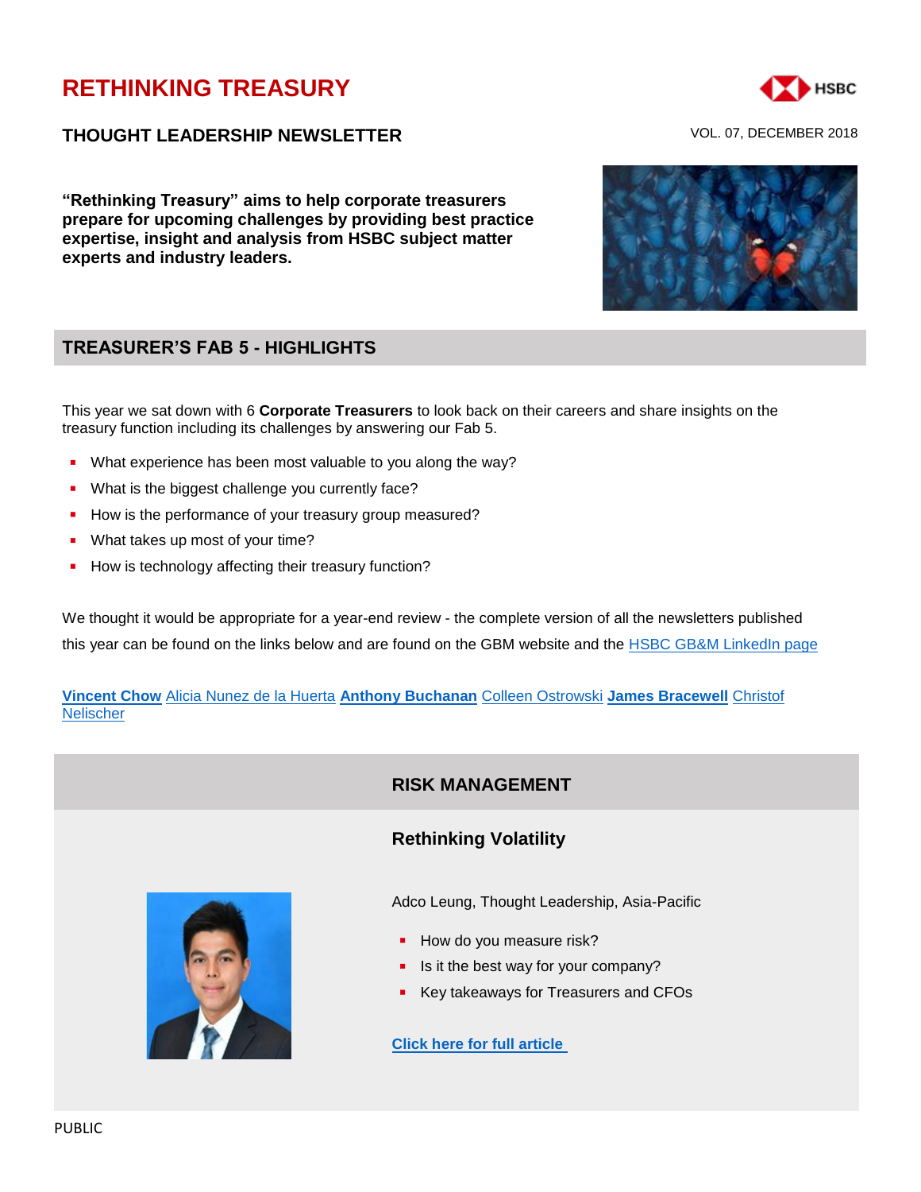# RETHINKING TREASURY

HSBC

## THOUGHT LEADERSHIP NEWSLETTER

VOL. 07, DECEMBER 2018

**"Rethinking Treasury" aims to help corporate treasurers prepare for upcoming challenges by providing best practice expertise, insight and analysis from HSBC subject matter experts and industry leaders.**

## TREASURER'S FAB 5 - HIGHLIGHTS

This year we sat down with 6 **Corporate Treasurers** to look back on their careers and share insights on the treasury function including its challenges by answering our Fab 5.

- What experience has been most valuable to you along the way?
- What is the biggest challenge you currently face?
- How is the performance of your treasury group measured?
- What takes up most of your time?
- How is technology affecting their treasury function?

We thought it would be appropriate for a year-end review - the complete version of all the newsletters published this year can be found on the links below and are found on the GBM website and the HSBC GB&M LinkedIn page

**Vincent Chow** Alicia Nunez de la Huerta **Anthony Buchanan** Colleen Ostrowski **James Bracewell** Christof Nelischer

## RISK MANAGEMENT

### Rethinking Volatility

Adco Leung, Thought Leadership, Asia-Pacific

- How do you measure risk?
- Is it the best way for your company?
- Key takeaways for Treasurers and CFOs

**Click here for full article**

PUBLIC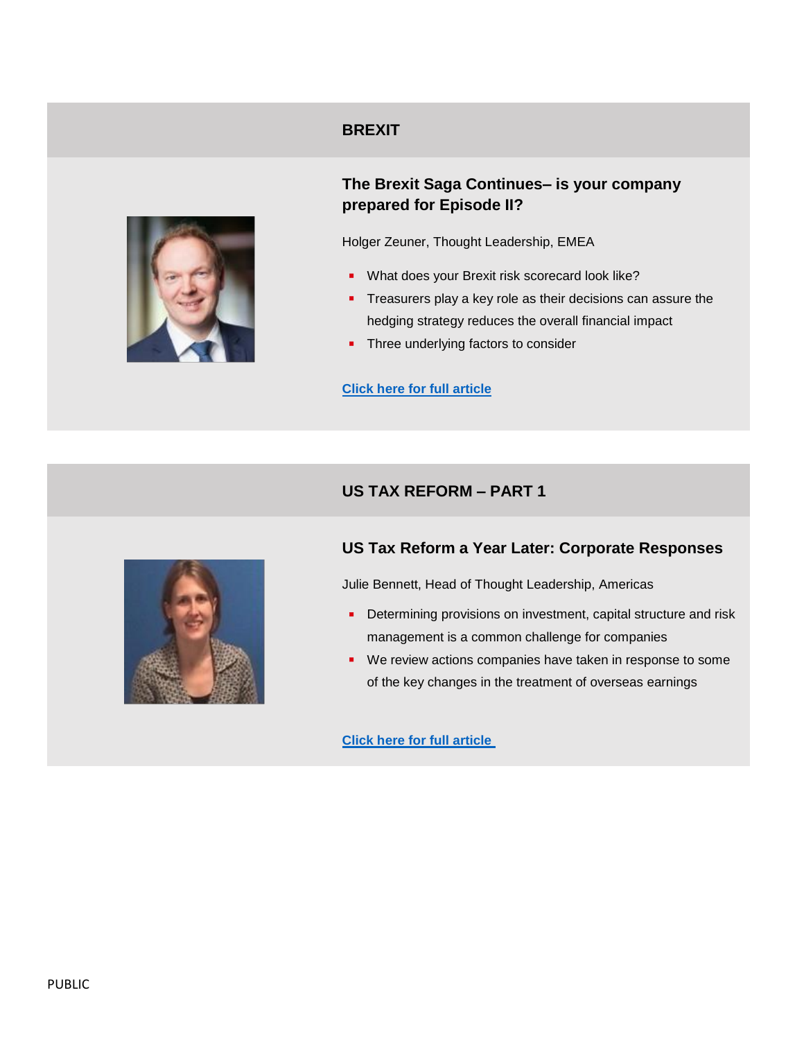## BREXIT

### The Brexit Saga Continues– is your company prepared for Episode II?

Holger Zeuner, Thought Leadership, EMEA

- What does your Brexit risk scorecard look like?
- Treasurers play a key role as their decisions can assure the hedging strategy reduces the overall financial impact
- Three underlying factors to consider

**Click here for full article**

## US TAX REFORM – PART 1

### US Tax Reform a Year Later: Corporate Responses

Julie Bennett, Head of Thought Leadership, Americas

- Determining provisions on investment, capital structure and risk management is a common challenge for companies
- We review actions companies have taken in response to some of the key changes in the treatment of overseas earnings

**Click here for full article**

PUBLIC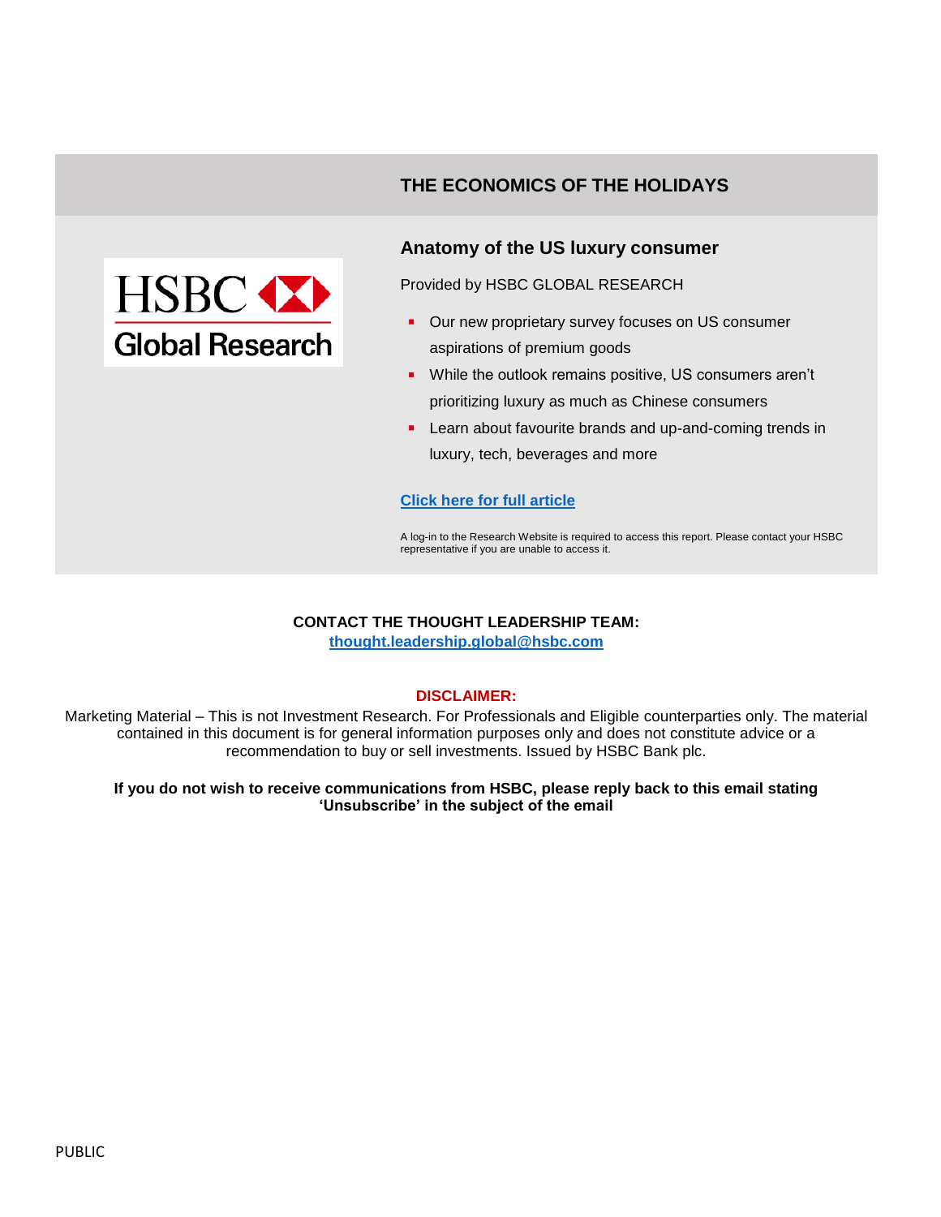## THE ECONOMICS OF THE HOLIDAYS

HSBC Global Research

### Anatomy of the US luxury consumer

Provided by HSBC GLOBAL RESEARCH

- Our new proprietary survey focuses on US consumer aspirations of premium goods
- While the outlook remains positive, US consumers aren't prioritizing luxury as much as Chinese consumers
- Learn about favourite brands and up-and-coming trends in luxury, tech, beverages and more

**Click here for full article**

A log-in to the Research Website is required to access this report. Please contact your HSBC representative if you are unable to access it.

**CONTACT THE THOUGHT LEADERSHIP TEAM:**
**thought.leadership.global@hsbc.com**

**DISCLAIMER:**

Marketing Material – This is not Investment Research. For Professionals and Eligible counterparties only. The material contained in this document is for general information purposes only and does not constitute advice or a recommendation to buy or sell investments. Issued by HSBC Bank plc.

**If you do not wish to receive communications from HSBC, please reply back to this email stating 'Unsubscribe' in the subject of the email**

PUBLIC